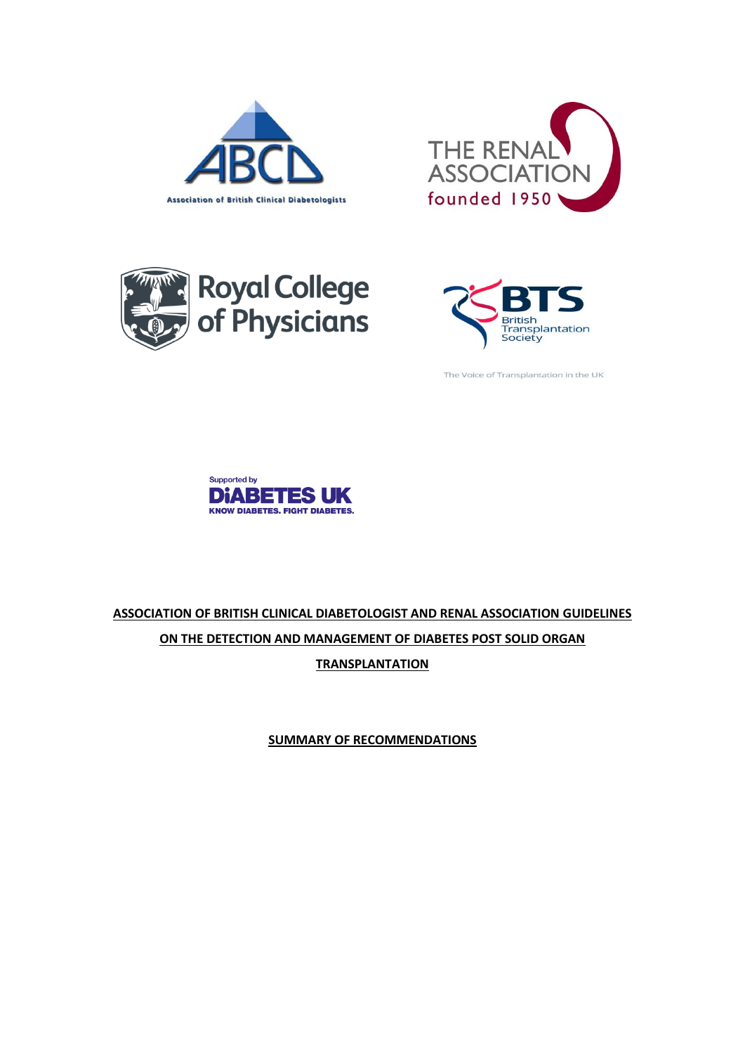Association of British Clinical Diabetologists

THE RENAL ASSOCIATION founded 1950

Royal College of Physicians

BTS British Transplantation Society

The Voice of Transplantation in the UK

Supported by DIABETES UK KNOW DIABETES. FIGHT DIABETES.

# ASSOCIATION OF BRITISH CLINICAL DIABETOLOGIST AND RENAL ASSOCIATION GUIDELINES ON THE DETECTION AND MANAGEMENT OF DIABETES POST SOLID ORGAN TRANSPLANTATION

## SUMMARY OF RECOMMENDATIONS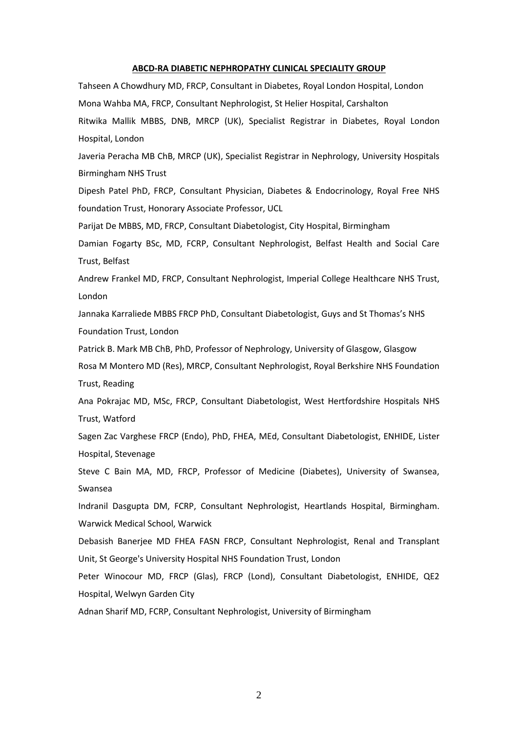**ABCD-RA DIABETIC NEPHROPATHY CLINICAL SPECIALITY GROUP**

Tahseen A Chowdhury MD, FRCP, Consultant in Diabetes, Royal London Hospital, London

Mona Wahba MA, FRCP, Consultant Nephrologist, St Helier Hospital, Carshalton

Ritwika Mallik MBBS, DNB, MRCP (UK), Specialist Registrar in Diabetes, Royal London Hospital, London

Javeria Peracha MB ChB, MRCP (UK), Specialist Registrar in Nephrology, University Hospitals Birmingham NHS Trust

Dipesh Patel PhD, FRCP, Consultant Physician, Diabetes & Endocrinology, Royal Free NHS foundation Trust, Honorary Associate Professor, UCL

Parijat De MBBS, MD, FRCP, Consultant Diabetologist, City Hospital, Birmingham

Damian Fogarty BSc, MD, FCRP, Consultant Nephrologist, Belfast Health and Social Care Trust, Belfast

Andrew Frankel MD, FRCP, Consultant Nephrologist, Imperial College Healthcare NHS Trust, London

Jannaka Karraliede MBBS FRCP PhD, Consultant Diabetologist, Guys and St Thomas's NHS Foundation Trust, London

Patrick B. Mark MB ChB, PhD, Professor of Nephrology, University of Glasgow, Glasgow

Rosa M Montero MD (Res), MRCP, Consultant Nephrologist, Royal Berkshire NHS Foundation Trust, Reading

Ana Pokrajac MD, MSc, FRCP, Consultant Diabetologist, West Hertfordshire Hospitals NHS Trust, Watford

Sagen Zac Varghese FRCP (Endo), PhD, FHEA, MEd, Consultant Diabetologist, ENHIDE, Lister Hospital, Stevenage

Steve C Bain MA, MD, FRCP, Professor of Medicine (Diabetes), University of Swansea, Swansea

Indranil Dasgupta DM, FCRP, Consultant Nephrologist, Heartlands Hospital, Birmingham. Warwick Medical School, Warwick

Debasish Banerjee MD FHEA FASN FRCP, Consultant Nephrologist, Renal and Transplant Unit, St George's University Hospital NHS Foundation Trust, London

Peter Winocour MD, FRCP (Glas), FRCP (Lond), Consultant Diabetologist, ENHIDE, QE2 Hospital, Welwyn Garden City

Adnan Sharif MD, FCRP, Consultant Nephrologist, University of Birmingham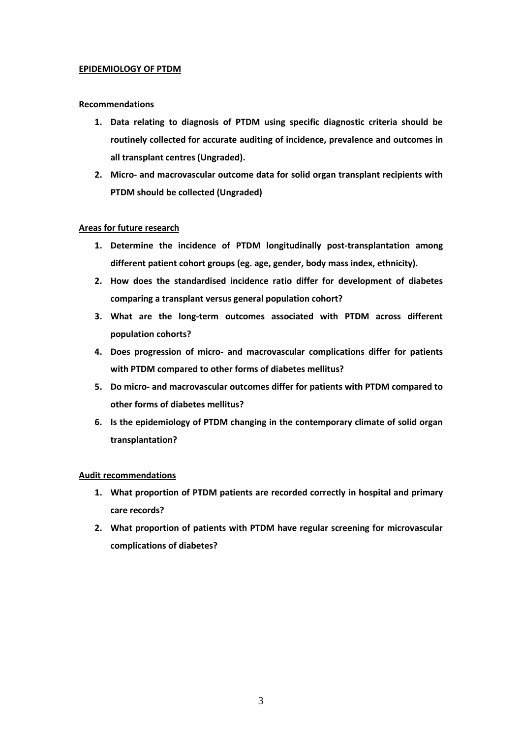## EPIDEMIOLOGY OF PTDM

### Recommendations

1. **Data relating to diagnosis of PTDM using specific diagnostic criteria should be routinely collected for accurate auditing of incidence, prevalence and outcomes in all transplant centres (Ungraded).**
2. **Micro- and macrovascular outcome data for solid organ transplant recipients with PTDM should be collected (Ungraded)**

### Areas for future research

1. **Determine the incidence of PTDM longitudinally post-transplantation among different patient cohort groups (eg. age, gender, body mass index, ethnicity).**
2. **How does the standardised incidence ratio differ for development of diabetes comparing a transplant versus general population cohort?**
3. **What are the long-term outcomes associated with PTDM across different population cohorts?**
4. **Does progression of micro- and macrovascular complications differ for patients with PTDM compared to other forms of diabetes mellitus?**
5. **Do micro- and macrovascular outcomes differ for patients with PTDM compared to other forms of diabetes mellitus?**
6. **Is the epidemiology of PTDM changing in the contemporary climate of solid organ transplantation?**

### Audit recommendations

1. **What proportion of PTDM patients are recorded correctly in hospital and primary care records?**
2. **What proportion of patients with PTDM have regular screening for microvascular complications of diabetes?**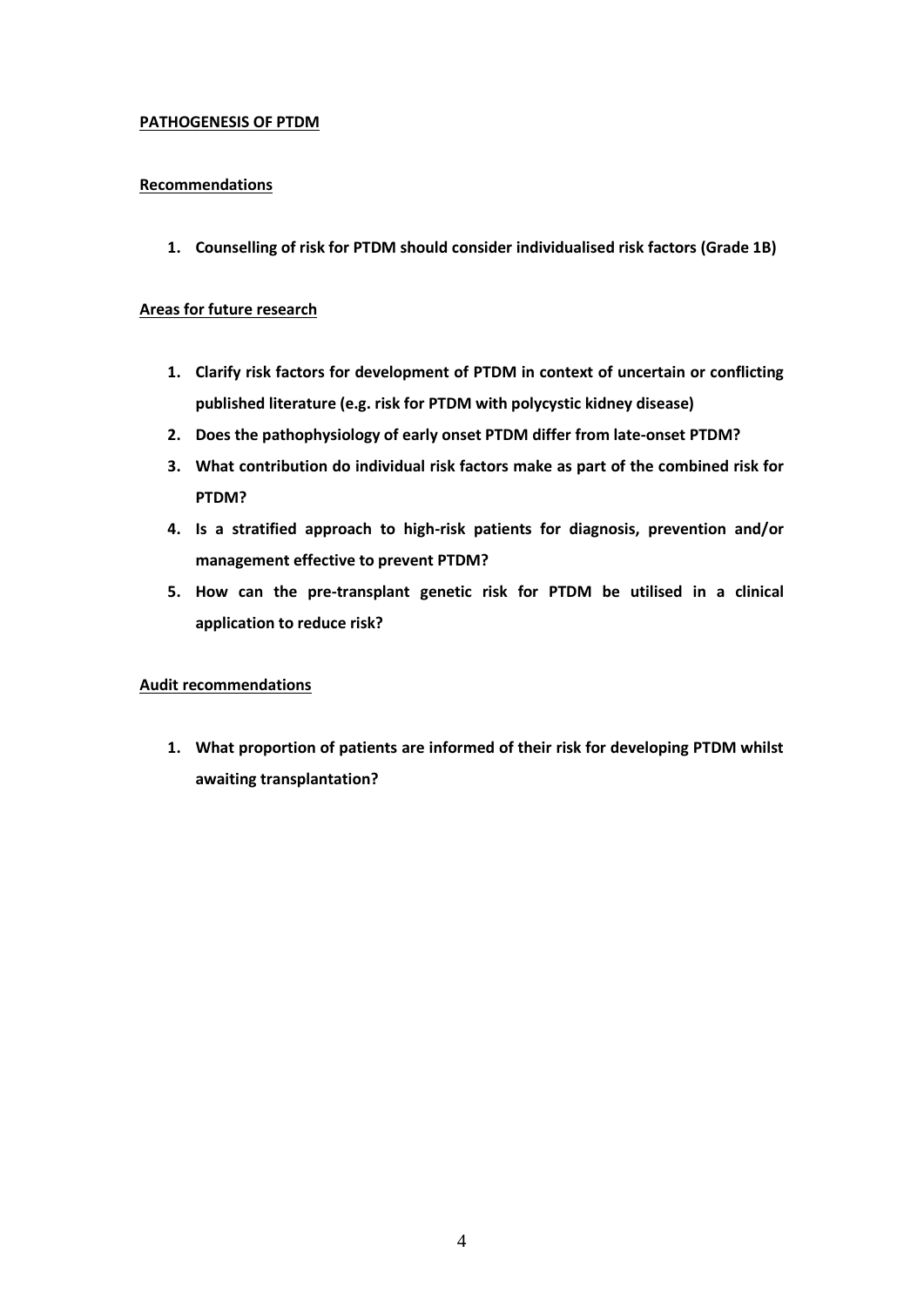## PATHOGENESIS OF PTDM

### Recommendations

1. **Counselling of risk for PTDM should consider individualised risk factors (Grade 1B)**

### Areas for future research

1. **Clarify risk factors for development of PTDM in context of uncertain or conflicting published literature (e.g. risk for PTDM with polycystic kidney disease)**
2. **Does the pathophysiology of early onset PTDM differ from late-onset PTDM?**
3. **What contribution do individual risk factors make as part of the combined risk for PTDM?**
4. **Is a stratified approach to high-risk patients for diagnosis, prevention and/or management effective to prevent PTDM?**
5. **How can the pre-transplant genetic risk for PTDM be utilised in a clinical application to reduce risk?**

### Audit recommendations

1. **What proportion of patients are informed of their risk for developing PTDM whilst awaiting transplantation?**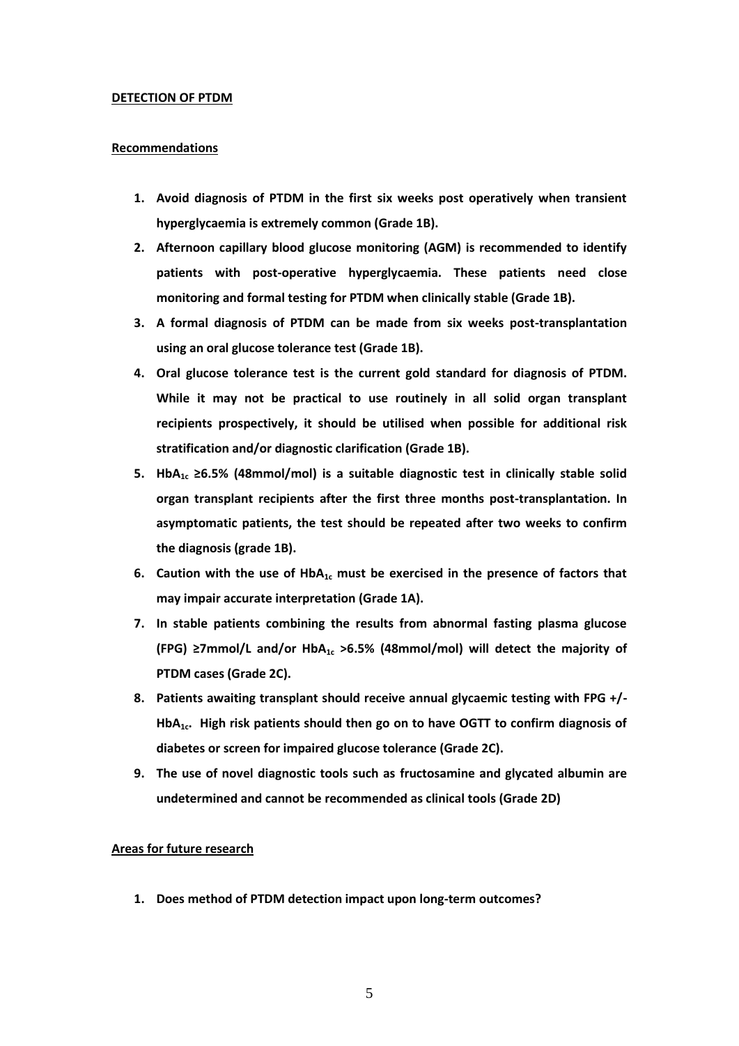**DETECTION OF PTDM**

**Recommendations**

1. **Avoid diagnosis of PTDM in the first six weeks post operatively when transient hyperglycaemia is extremely common (Grade 1B).**
2. **Afternoon capillary blood glucose monitoring (AGM) is recommended to identify patients with post-operative hyperglycaemia. These patients need close monitoring and formal testing for PTDM when clinically stable (Grade 1B).**
3. **A formal diagnosis of PTDM can be made from six weeks post-transplantation using an oral glucose tolerance test (Grade 1B).**
4. **Oral glucose tolerance test is the current gold standard for diagnosis of PTDM. While it may not be practical to use routinely in all solid organ transplant recipients prospectively, it should be utilised when possible for additional risk stratification and/or diagnostic clarification (Grade 1B).**
5. **$HbA_{1c}$ ≥6.5% (48mmol/mol) is a suitable diagnostic test in clinically stable solid organ transplant recipients after the first three months post-transplantation. In asymptomatic patients, the test should be repeated after two weeks to confirm the diagnosis (grade 1B).**
6. **Caution with the use of $HbA_{1c}$ must be exercised in the presence of factors that may impair accurate interpretation (Grade 1A).**
7. **In stable patients combining the results from abnormal fasting plasma glucose (FPG) ≥7mmol/L and/or $HbA_{1c}$ >6.5% (48mmol/mol) will detect the majority of PTDM cases (Grade 2C).**
8. **Patients awaiting transplant should receive annual glycaemic testing with FPG +/- $HbA_{1c}$. High risk patients should then go on to have OGTT to confirm diagnosis of diabetes or screen for impaired glucose tolerance (Grade 2C).**
9. **The use of novel diagnostic tools such as fructosamine and glycated albumin are undetermined and cannot be recommended as clinical tools (Grade 2D)**

**Areas for future research**

1. **Does method of PTDM detection impact upon long-term outcomes?**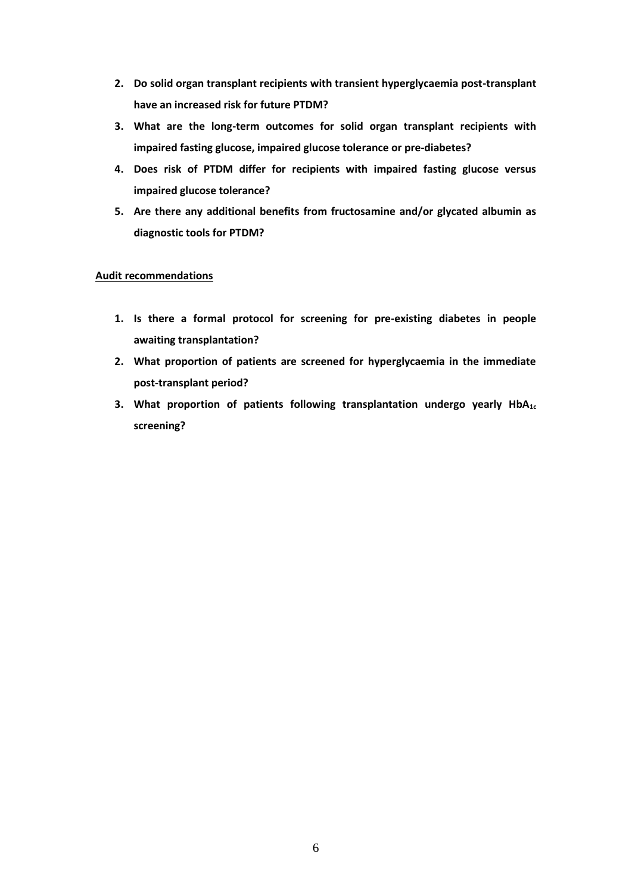2. **Do solid organ transplant recipients with transient hyperglycaemia post-transplant have an increased risk for future PTDM?**
3. **What are the long-term outcomes for solid organ transplant recipients with impaired fasting glucose, impaired glucose tolerance or pre-diabetes?**
4. **Does risk of PTDM differ for recipients with impaired fasting glucose versus impaired glucose tolerance?**
5. **Are there any additional benefits from fructosamine and/or glycated albumin as diagnostic tools for PTDM?**

**Audit recommendations**

1. **Is there a formal protocol for screening for pre-existing diabetes in people awaiting transplantation?**
2. **What proportion of patients are screened for hyperglycaemia in the immediate post-transplant period?**
3. **What proportion of patients following transplantation undergo yearly $HbA_{1c}$ screening?**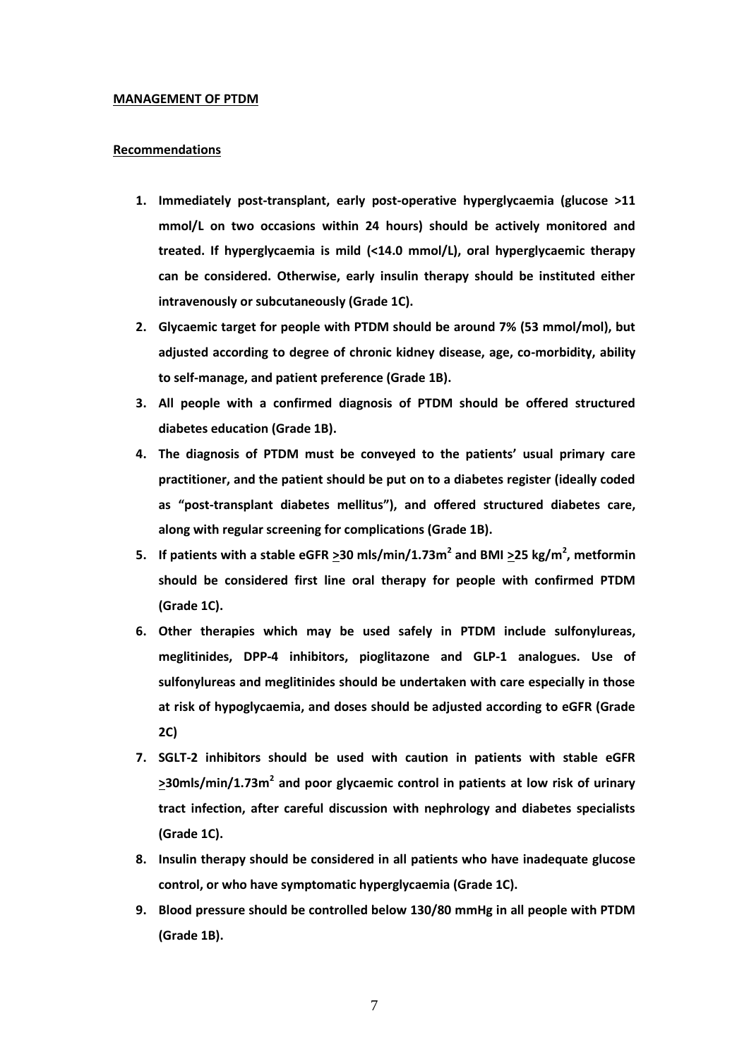## MANAGEMENT OF PTDM

### Recommendations

1. **Immediately post-transplant, early post-operative hyperglycaemia (glucose >11 mmol/L on two occasions within 24 hours) should be actively monitored and treated. If hyperglycaemia is mild (<14.0 mmol/L), oral hyperglycaemic therapy can be considered. Otherwise, early insulin therapy should be instituted either intravenously or subcutaneously (Grade 1C).**
2. **Glycaemic target for people with PTDM should be around 7% (53 mmol/mol), but adjusted according to degree of chronic kidney disease, age, co-morbidity, ability to self-manage, and patient preference (Grade 1B).**
3. **All people with a confirmed diagnosis of PTDM should be offered structured diabetes education (Grade 1B).**
4. **The diagnosis of PTDM must be conveyed to the patients' usual primary care practitioner, and the patient should be put on to a diabetes register (ideally coded as "post-transplant diabetes mellitus"), and offered structured diabetes care, along with regular screening for complications (Grade 1B).**
5. **If patients with a stable eGFR ≥30 mls/min/1.73m$^2$ and BMI ≥25 kg/m$^2$, metformin should be considered first line oral therapy for people with confirmed PTDM (Grade 1C).**
6. **Other therapies which may be used safely in PTDM include sulfonylureas, meglitinides, DPP-4 inhibitors, pioglitazone and GLP-1 analogues. Use of sulfonylureas and meglitinides should be undertaken with care especially in those at risk of hypoglycaemia, and doses should be adjusted according to eGFR (Grade 2C)**
7. **SGLT-2 inhibitors should be used with caution in patients with stable eGFR ≥30mls/min/1.73m$^2$ and poor glycaemic control in patients at low risk of urinary tract infection, after careful discussion with nephrology and diabetes specialists (Grade 1C).**
8. **Insulin therapy should be considered in all patients who have inadequate glucose control, or who have symptomatic hyperglycaemia (Grade 1C).**
9. **Blood pressure should be controlled below 130/80 mmHg in all people with PTDM (Grade 1B).**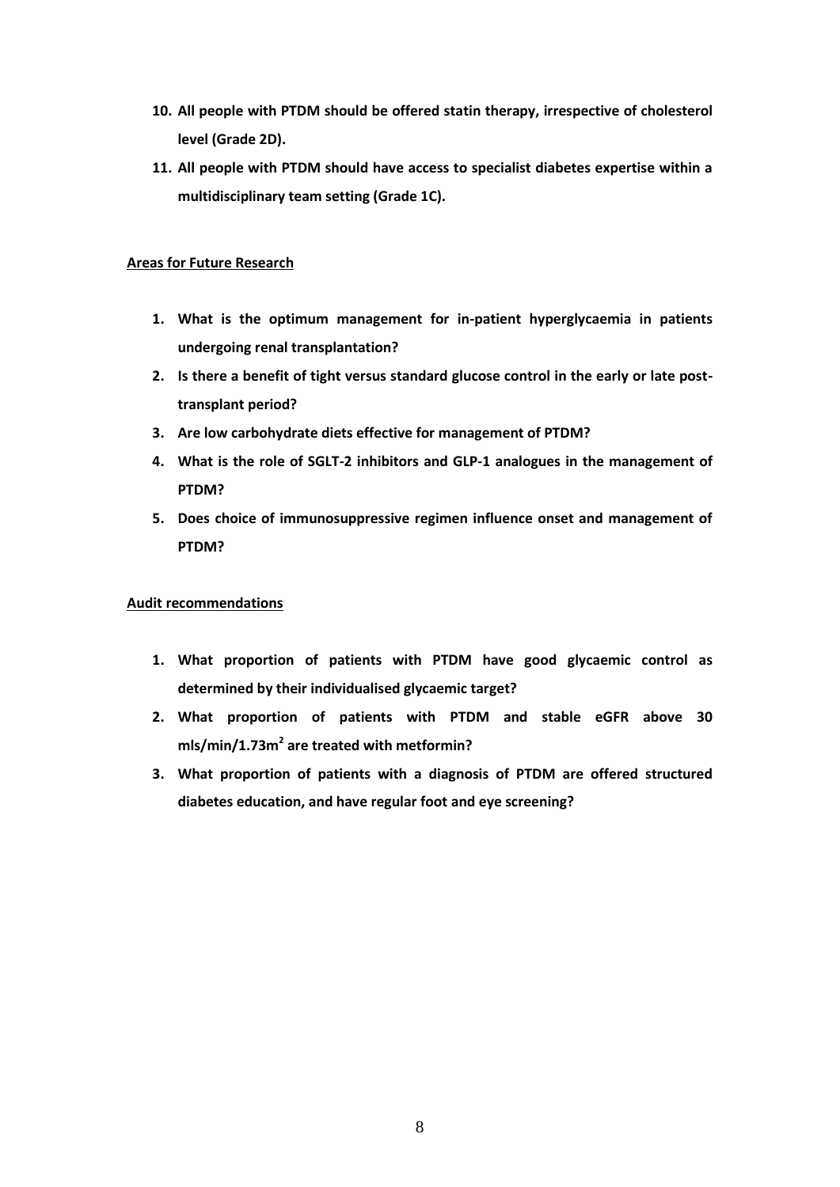10. **All people with PTDM should be offered statin therapy, irrespective of cholesterol level (Grade 2D).**
11. **All people with PTDM should have access to specialist diabetes expertise within a multidisciplinary team setting (Grade 1C).**

**Areas for Future Research**

1. **What is the optimum management for in-patient hyperglycaemia in patients undergoing renal transplantation?**
2. **Is there a benefit of tight versus standard glucose control in the early or late post-transplant period?**
3. **Are low carbohydrate diets effective for management of PTDM?**
4. **What is the role of SGLT-2 inhibitors and GLP-1 analogues in the management of PTDM?**
5. **Does choice of immunosuppressive regimen influence onset and management of PTDM?**

**Audit recommendations**

1. **What proportion of patients with PTDM have good glycaemic control as determined by their individualised glycaemic target?**
2. **What proportion of patients with PTDM and stable eGFR above 30 mls/min/1.73m$^2$ are treated with metformin?**
3. **What proportion of patients with a diagnosis of PTDM are offered structured diabetes education, and have regular foot and eye screening?**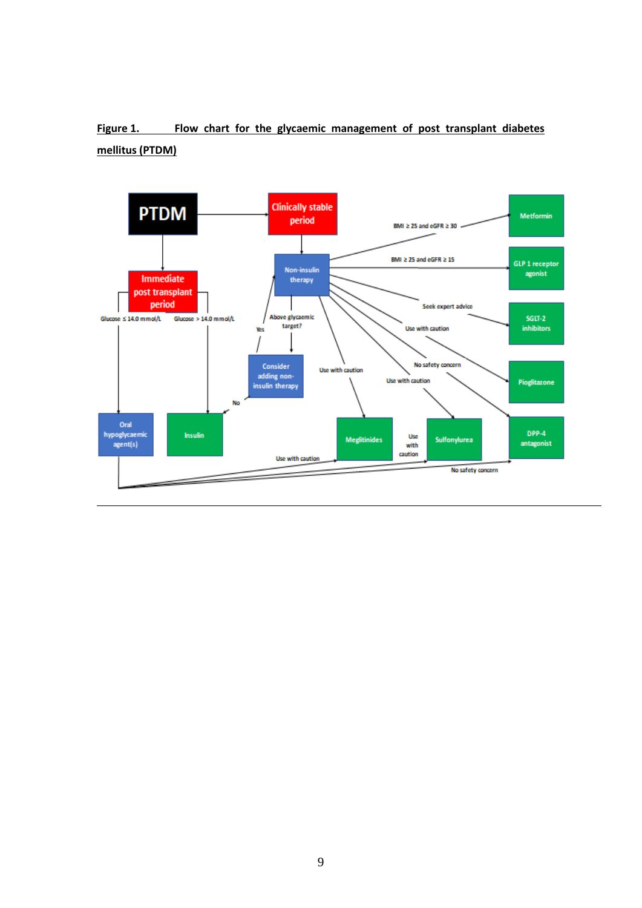**Figure 1. Flow chart for the glycaemic management of post transplant diabetes mellitus (PTDM)**

PTDM

Immediate post transplant period

- Glucose ≤ 14.0 mmol/L → Oral hypoglycaemic agent(s)
- Glucose > 14.0 mmol/L → Insulin

Clinically stable period → Non-insulin therapy

- Above glycaemic target? → Consider adding non-insulin therapy
  - Yes → Non-insulin therapy
  - No → Insulin

Non-insulin therapy:

- BMI ≥ 25 and eGFR ≥ 30 → Metformin
- BMI ≥ 25 and eGFR ≥ 15 → GLP 1 receptor agonist
- Seek expert advice → SGLT-2 inhibitors
- Use with caution → Pioglitazone
- No safety concern → DPP-4 antagonist
- Use with caution → Sulfonylurea
- Use with caution → Meglitinides

Oral hypoglycaemic agent(s):

- Use with caution → Meglitinides
- Use with caution → Sulfonylurea
- No safety concern → DPP-4 antagonist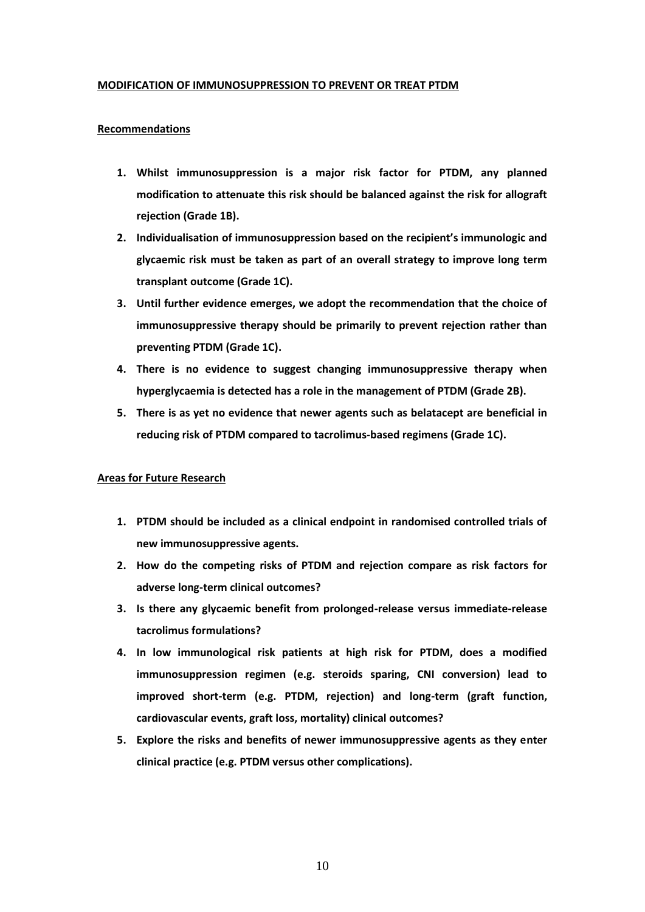## MODIFICATION OF IMMUNOSUPPRESSION TO PREVENT OR TREAT PTDM

### Recommendations

1. **Whilst immunosuppression is a major risk factor for PTDM, any planned modification to attenuate this risk should be balanced against the risk for allograft rejection (Grade 1B).**
2. **Individualisation of immunosuppression based on the recipient's immunologic and glycaemic risk must be taken as part of an overall strategy to improve long term transplant outcome (Grade 1C).**
3. **Until further evidence emerges, we adopt the recommendation that the choice of immunosuppressive therapy should be primarily to prevent rejection rather than preventing PTDM (Grade 1C).**
4. **There is no evidence to suggest changing immunosuppressive therapy when hyperglycaemia is detected has a role in the management of PTDM (Grade 2B).**
5. **There is as yet no evidence that newer agents such as belatacept are beneficial in reducing risk of PTDM compared to tacrolimus-based regimens (Grade 1C).**

### Areas for Future Research

1. **PTDM should be included as a clinical endpoint in randomised controlled trials of new immunosuppressive agents.**
2. **How do the competing risks of PTDM and rejection compare as risk factors for adverse long-term clinical outcomes?**
3. **Is there any glycaemic benefit from prolonged-release versus immediate-release tacrolimus formulations?**
4. **In low immunological risk patients at high risk for PTDM, does a modified immunosuppression regimen (e.g. steroids sparing, CNI conversion) lead to improved short-term (e.g. PTDM, rejection) and long-term (graft function, cardiovascular events, graft loss, mortality) clinical outcomes?**
5. **Explore the risks and benefits of newer immunosuppressive agents as they enter clinical practice (e.g. PTDM versus other complications).**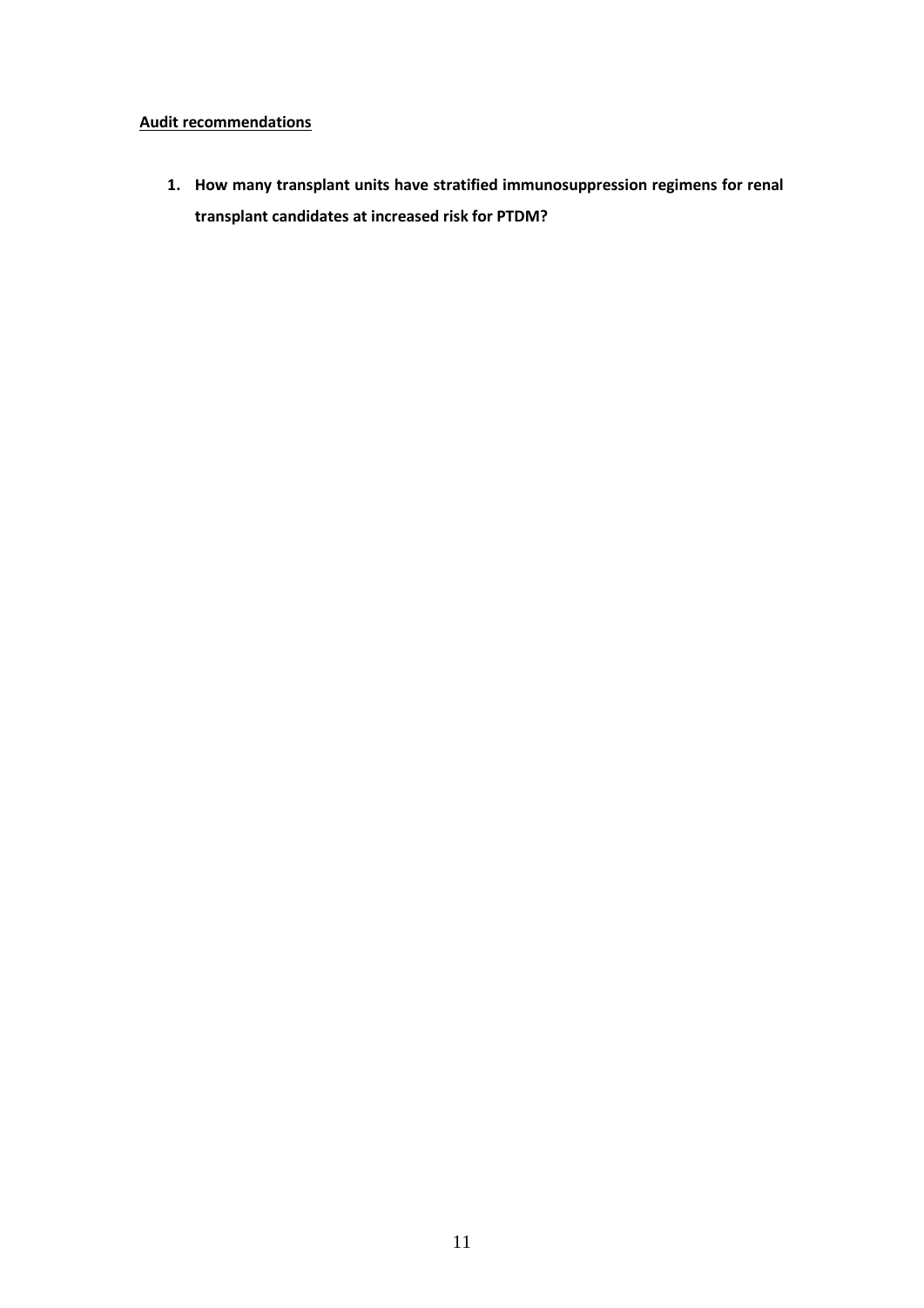## Audit recommendations

1. **How many transplant units have stratified immunosuppression regimens for renal transplant candidates at increased risk for PTDM?**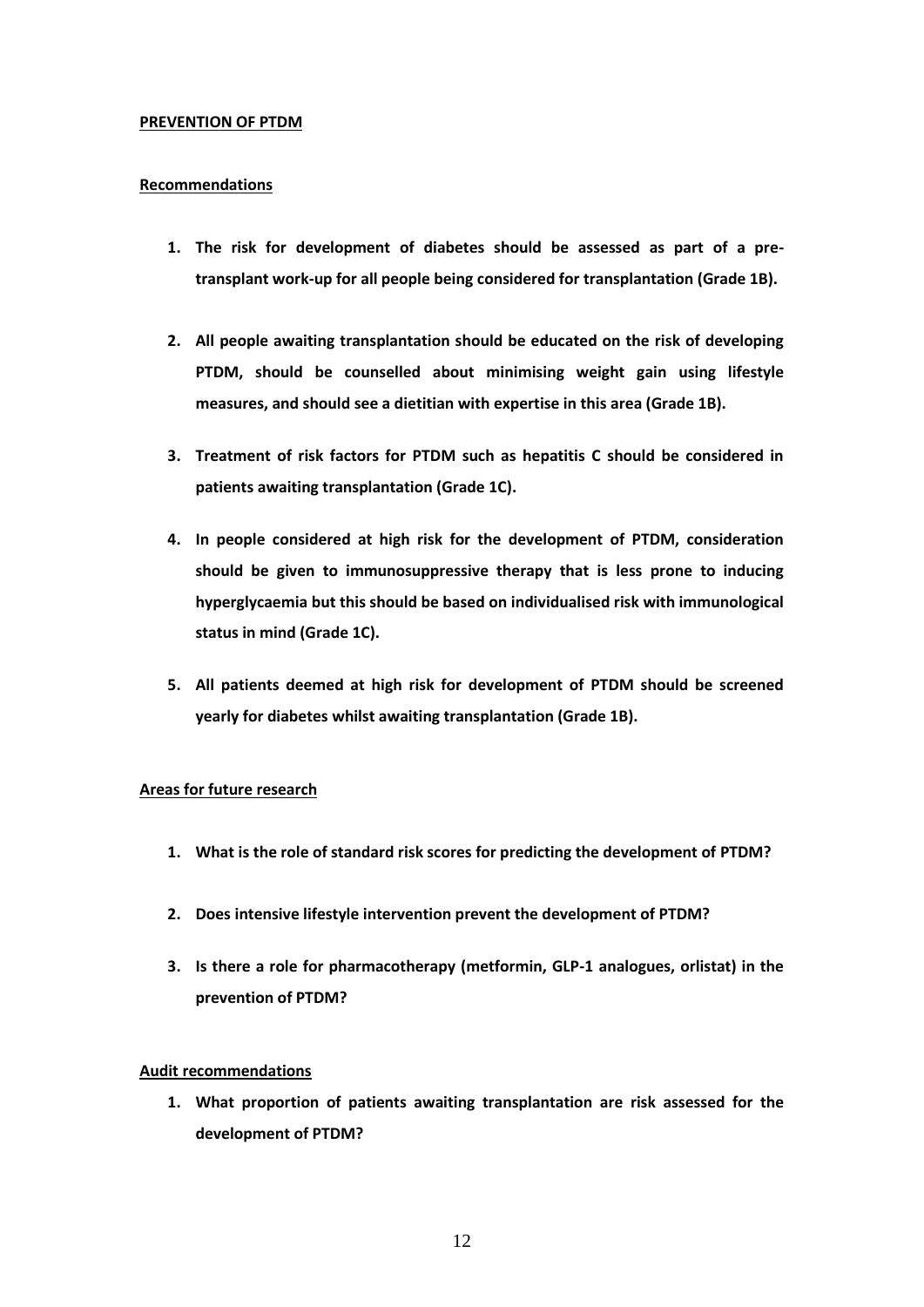**PREVENTION OF PTDM**

**Recommendations**

1. **The risk for development of diabetes should be assessed as part of a pre-transplant work-up for all people being considered for transplantation (Grade 1B).**

2. **All people awaiting transplantation should be educated on the risk of developing PTDM, should be counselled about minimising weight gain using lifestyle measures, and should see a dietitian with expertise in this area (Grade 1B).**

3. **Treatment of risk factors for PTDM such as hepatitis C should be considered in patients awaiting transplantation (Grade 1C).**

4. **In people considered at high risk for the development of PTDM, consideration should be given to immunosuppressive therapy that is less prone to inducing hyperglycaemia but this should be based on individualised risk with immunological status in mind (Grade 1C).**

5. **All patients deemed at high risk for development of PTDM should be screened yearly for diabetes whilst awaiting transplantation (Grade 1B).**

**Areas for future research**

1. **What is the role of standard risk scores for predicting the development of PTDM?**

2. **Does intensive lifestyle intervention prevent the development of PTDM?**

3. **Is there a role for pharmacotherapy (metformin, GLP-1 analogues, orlistat) in the prevention of PTDM?**

**Audit recommendations**

1. **What proportion of patients awaiting transplantation are risk assessed for the development of PTDM?**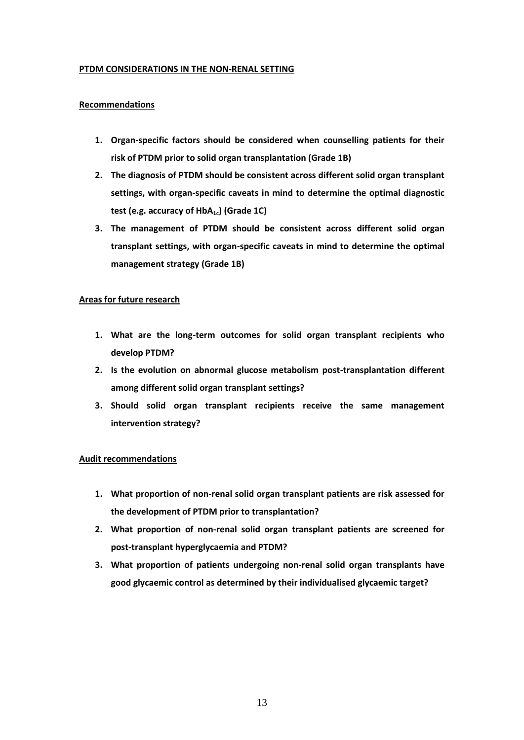## PTDM CONSIDERATIONS IN THE NON-RENAL SETTING

### Recommendations

1. **Organ-specific factors should be considered when counselling patients for their risk of PTDM prior to solid organ transplantation (Grade 1B)**
2. **The diagnosis of PTDM should be consistent across different solid organ transplant settings, with organ-specific caveats in mind to determine the optimal diagnostic test (e.g. accuracy of $HbA_{1c}$) (Grade 1C)**
3. **The management of PTDM should be consistent across different solid organ transplant settings, with organ-specific caveats in mind to determine the optimal management strategy (Grade 1B)**

### Areas for future research

1. **What are the long-term outcomes for solid organ transplant recipients who develop PTDM?**
2. **Is the evolution on abnormal glucose metabolism post-transplantation different among different solid organ transplant settings?**
3. **Should solid organ transplant recipients receive the same management intervention strategy?**

### Audit recommendations

1. **What proportion of non-renal solid organ transplant patients are risk assessed for the development of PTDM prior to transplantation?**
2. **What proportion of non-renal solid organ transplant patients are screened for post-transplant hyperglycaemia and PTDM?**
3. **What proportion of patients undergoing non-renal solid organ transplants have good glycaemic control as determined by their individualised glycaemic target?**